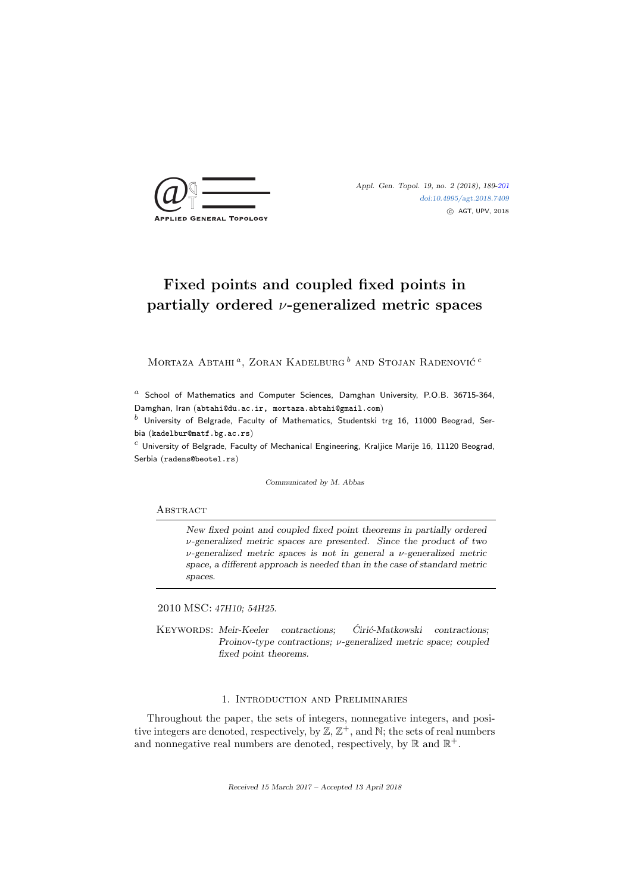# Fixed points and coupled fixed points in partially ordered $\nu$-generalized metric spaces

Mortaza Abtahi [a], Zoran Kadelburg [b] and Stojan Radenović [c]

[a] School of Mathematics and Computer Sciences, Damghan University, P.O.B. 36715-364, Damghan, Iran (abtahi@du.ac.ir, mortaza.abtahi@gmail.com)

[b] University of Belgrade, Faculty of Mathematics, Studentski trg 16, 11000 Beograd, Serbia (kadelbur@matf.bg.ac.rs)

[c] University of Belgrade, Faculty of Mechanical Engineering, Kraljice Marije 16, 11120 Beograd, Serbia (radens@beotel.rs)

*Communicated by M. Abbas*

## Abstract

*New fixed point and coupled fixed point theorems in partially ordered $\nu$-generalized metric spaces are presented. Since the product of two $\nu$-generalized metric spaces is not in general a $\nu$-generalized metric space, a different approach is needed than in the case of standard metric spaces.*

2010 MSC: *47H10; 54H25.*

Keywords: *Meir-Keeler contractions; Ćirić-Matkowski contractions; Proinov-type contractions; $\nu$-generalized metric space; coupled fixed point theorems.*

## 1. Introduction and Preliminaries

Throughout the paper, the sets of integers, nonnegative integers, and positive integers are denoted, respectively, by $\mathbb{Z}$, $\mathbb{Z}^+$, and $\mathbb{N}$; the sets of real numbers and nonnegative real numbers are denoted, respectively, by $\mathbb{R}$ and $\mathbb{R}^+$.

Received 15 March 2017 – Accepted 13 April 2018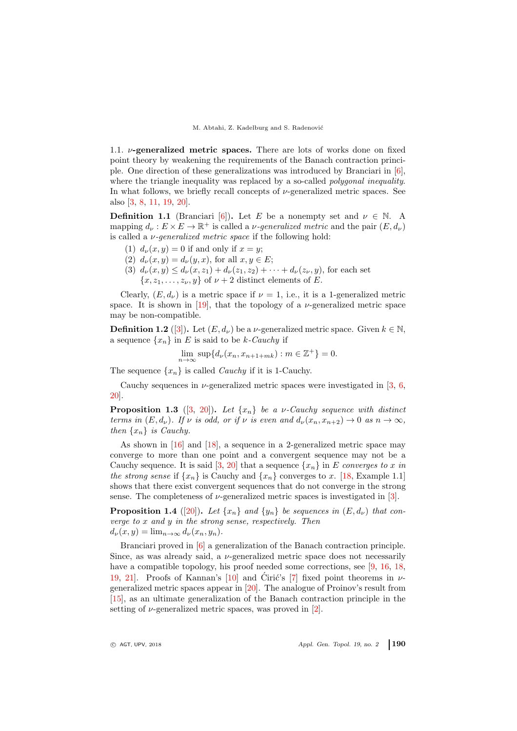### 1.1. $\nu$-generalized metric spaces.

There are lots of works done on fixed point theory by weakening the requirements of the Banach contraction principle. One direction of these generalizations was introduced by Branciari in [6], where the triangle inequality was replaced by a so-called *polygonal inequality*. In what follows, we briefly recall concepts of $\nu$-generalized metric spaces. See also [3, 8, 11, 19, 20].

**Definition 1.1** (Branciari [6]). Let $E$ be a nonempty set and $\nu \in \mathbb{N}$. A mapping $d_\nu : E \times E \to \mathbb{R}^+$ is called a *$\nu$-generalized metric* and the pair $(E, d_\nu)$ is called a *$\nu$-generalized metric space* if the following hold:

1. $d_\nu(x, y) = 0$ if and only if $x = y$;
2. $d_\nu(x, y) = d_\nu(y, x)$, for all $x, y \in E$;
3. $d_\nu(x, y) \le d_\nu(x, z_1) + d_\nu(z_1, z_2) + \cdots + d_\nu(z_\nu, y)$, for each set $\{x, z_1, \ldots, z_\nu, y\}$ of $\nu + 2$ distinct elements of $E$.

Clearly, $(E, d_\nu)$ is a metric space if $\nu = 1$, i.e., it is a 1-generalized metric space. It is shown in [19], that the topology of a $\nu$-generalized metric space may be non-compatible.

**Definition 1.2** ([3]). Let $(E, d_\nu)$ be a $\nu$-generalized metric space. Given $k \in \mathbb{N}$, a sequence $\{x_n\}$ in $E$ is said to be *$k$-Cauchy* if

$$\lim_{n\to\infty} \sup\{d_\nu(x_n, x_{n+1+mk}) : m \in \mathbb{Z}^+\} = 0.$$

The sequence $\{x_n\}$ is called *Cauchy* if it is 1-Cauchy.

Cauchy sequences in $\nu$-generalized metric spaces were investigated in [3, 6, 20].

**Proposition 1.3** ([3, 20]). *Let $\{x_n\}$ be a $\nu$-Cauchy sequence with distinct terms in $(E, d_\nu)$. If $\nu$ is odd, or if $\nu$ is even and $d_\nu(x_n, x_{n+2}) \to 0$ as $n \to \infty$, then $\{x_n\}$ is Cauchy.*

As shown in [16] and [18], a sequence in a 2-generalized metric space may converge to more than one point and a convergent sequence may not be a Cauchy sequence. It is said [3, 20] that a sequence $\{x_n\}$ in $E$ *converges to $x$ in the strong sense* if $\{x_n\}$ is Cauchy and $\{x_n\}$ converges to $x$. [18, Example 1.1] shows that there exist convergent sequences that do not converge in the strong sense. The completeness of $\nu$-generalized metric spaces is investigated in [3].

**Proposition 1.4** ([20]). *Let $\{x_n\}$ and $\{y_n\}$ be sequences in $(E, d_\nu)$ that converge to $x$ and $y$ in the strong sense, respectively. Then $d_\nu(x, y) = \lim_{n\to\infty} d_\nu(x_n, y_n)$.*

Branciari proved in [6] a generalization of the Banach contraction principle. Since, as was already said, a $\nu$-generalized metric space does not necessarily have a compatible topology, his proof needed some corrections, see [9, 16, 18, 19, 21]. Proofs of Kannan's [10] and Ćirić's [7] fixed point theorems in $\nu$-generalized metric spaces appear in [20]. The analogue of Proinov's result from [15], as an ultimate generalization of the Banach contraction principle in the setting of $\nu$-generalized metric spaces, was proved in [2].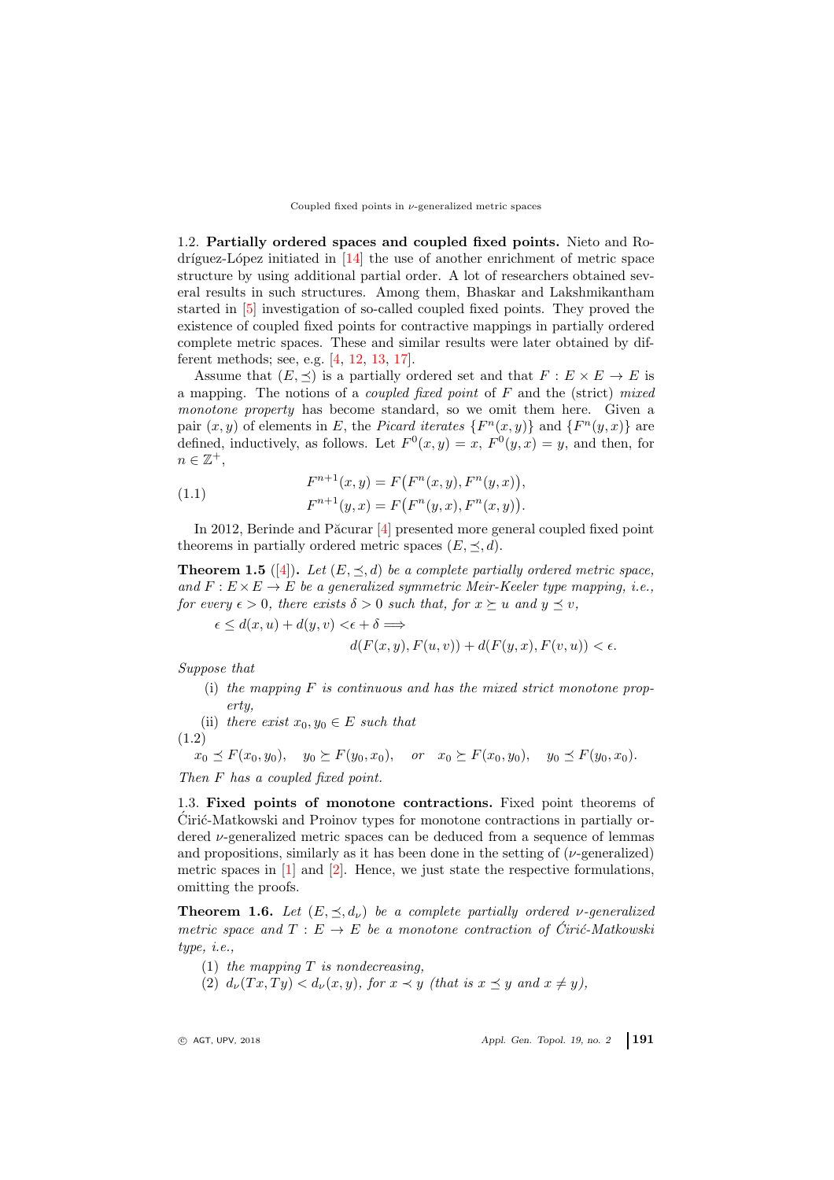1.2. **Partially ordered spaces and coupled fixed points.** Nieto and Rodríguez-López initiated in [14] the use of another enrichment of metric space structure by using additional partial order. A lot of researchers obtained several results in such structures. Among them, Bhaskar and Lakshmikantham started in [5] investigation of so-called coupled fixed points. They proved the existence of coupled fixed points for contractive mappings in partially ordered complete metric spaces. These and similar results were later obtained by different methods; see, e.g. [4, 12, 13, 17].

Assume that $(E, \preceq)$ is a partially ordered set and that $F : E \times E \to E$ is a mapping. The notions of a *coupled fixed point* of $F$ and the (strict) *mixed monotone property* has become standard, so we omit them here. Given a pair $(x, y)$ of elements in $E$, the *Picard iterates* $\{F^n(x, y)\}$ and $\{F^n(y, x)\}$ are defined, inductively, as follows. Let $F^0(x, y) = x$, $F^0(y, x) = y$, and then, for $n \in \mathbb{Z}^+$,

$$
\begin{aligned}
F^{n+1}(x, y) &= F\big(F^n(x, y), F^n(y, x)\big), \\
F^{n+1}(y, x) &= F\big(F^n(y, x), F^n(x, y)\big).
\end{aligned} \tag{1.1}
$$

In 2012, Berinde and Păcurar [4] presented more general coupled fixed point theorems in partially ordered metric spaces $(E, \preceq, d)$.

**Theorem 1.5** ([4]). *Let $(E, \preceq, d)$ be a complete partially ordered metric space, and $F : E \times E \to E$ be a generalized symmetric Meir-Keeler type mapping, i.e., for every $\epsilon > 0$, there exists $\delta > 0$ such that, for $x \succeq u$ and $y \preceq v$,*

$$
\epsilon \le d(x, u) + d(y, v) < \epsilon + \delta \Longrightarrow d(F(x, y), F(u, v)) + d(F(y, x), F(v, u)) < \epsilon.
$$

*Suppose that*

(i) *the mapping $F$ is continuous and has the mixed strict monotone property,*

(ii) *there exist $x_0, y_0 \in E$ such that*

$$
x_0 \preceq F(x_0, y_0), \quad y_0 \succeq F(y_0, x_0), \quad \text{or} \quad x_0 \succeq F(x_0, y_0), \quad y_0 \preceq F(y_0, x_0). \tag{1.2}
$$

*Then $F$ has a coupled fixed point.*

1.3. **Fixed points of monotone contractions.** Fixed point theorems of Ćirić-Matkowski and Proinov types for monotone contractions in partially ordered $\nu$-generalized metric spaces can be deduced from a sequence of lemmas and propositions, similarly as it has been done in the setting of ($\nu$-generalized) metric spaces in [1] and [2]. Hence, we just state the respective formulations, omitting the proofs.

**Theorem 1.6.** *Let $(E, \preceq, d_\nu)$ be a complete partially ordered $\nu$-generalized metric space and $T : E \to E$ be a monotone contraction of Ćirić-Matkowski type, i.e.,*

(1) *the mapping $T$ is nondecreasing,*

(2) *$d_\nu(Tx, Ty) < d_\nu(x, y)$, for $x \prec y$ (that is $x \preceq y$ and $x \neq y$),*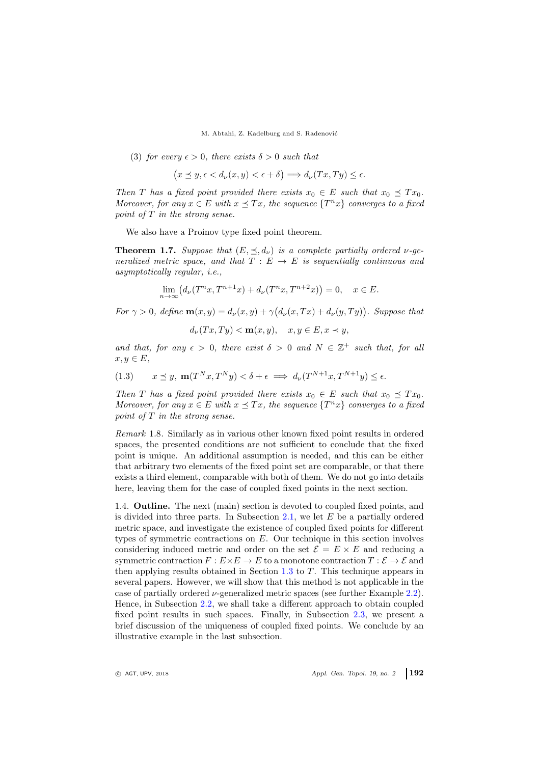(3) *for every $\epsilon > 0$, there exists $\delta > 0$ such that*

$$\big(x \preceq y, \epsilon < d_\nu(x,y) < \epsilon + \delta\big) \Longrightarrow d_\nu(Tx,Ty) \leq \epsilon.$$

*Then $T$ has a fixed point provided there exists $x_0 \in E$ such that $x_0 \preceq Tx_0$. Moreover, for any $x \in E$ with $x \preceq Tx$, the sequence $\{T^n x\}$ converges to a fixed point of $T$ in the strong sense.*

We also have a Proinov type fixed point theorem.

**Theorem 1.7.** *Suppose that $(E, \preceq, d_\nu)$ is a complete partially ordered $\nu$-generalized metric space, and that $T : E \to E$ is sequentially continuous and asymptotically regular, i.e.,*

$$\lim_{n\to\infty} \big(d_\nu(T^n x, T^{n+1}x) + d_\nu(T^n x, T^{n+2}x)\big) = 0, \quad x \in E.$$

*For $\gamma > 0$, define $\mathbf{m}(x,y) = d_\nu(x,y) + \gamma\big(d_\nu(x,Tx) + d_\nu(y,Ty)\big)$. Suppose that*

$$d_\nu(Tx,Ty) < \mathbf{m}(x,y), \quad x,y \in E, x \prec y,$$

*and that, for any $\epsilon > 0$, there exist $\delta > 0$ and $N \in \mathbb{Z}^+$ such that, for all $x, y \in E$,*

$$(1.3) \qquad x \preceq y,\ \mathbf{m}(T^N x, T^N y) < \delta + \epsilon \implies d_\nu(T^{N+1}x, T^{N+1}y) \leq \epsilon.$$

*Then $T$ has a fixed point provided there exists $x_0 \in E$ such that $x_0 \preceq Tx_0$. Moreover, for any $x \in E$ with $x \preceq Tx$, the sequence $\{T^n x\}$ converges to a fixed point of $T$ in the strong sense.*

*Remark* 1.8. Similarly as in various other known fixed point results in ordered spaces, the presented conditions are not sufficient to conclude that the fixed point is unique. An additional assumption is needed, and this can be either that arbitrary two elements of the fixed point set are comparable, or that there exists a third element, comparable with both of them. We do not go into details here, leaving them for the case of coupled fixed points in the next section.

1.4. **Outline.** The next (main) section is devoted to coupled fixed points, and is divided into three parts. In Subsection 2.1, we let $E$ be a partially ordered metric space, and investigate the existence of coupled fixed points for different types of symmetric contractions on $E$. Our technique in this section involves considering induced metric and order on the set $\mathcal{E} = E \times E$ and reducing a symmetric contraction $F : E \times E \to E$ to a monotone contraction $T : \mathcal{E} \to \mathcal{E}$ and then applying results obtained in Section 1.3 to $T$. This technique appears in several papers. However, we will show that this method is not applicable in the case of partially ordered $\nu$-generalized metric spaces (see further Example 2.2). Hence, in Subsection 2.2, we shall take a different approach to obtain coupled fixed point results in such spaces. Finally, in Subsection 2.3, we present a brief discussion of the uniqueness of coupled fixed points. We conclude by an illustrative example in the last subsection.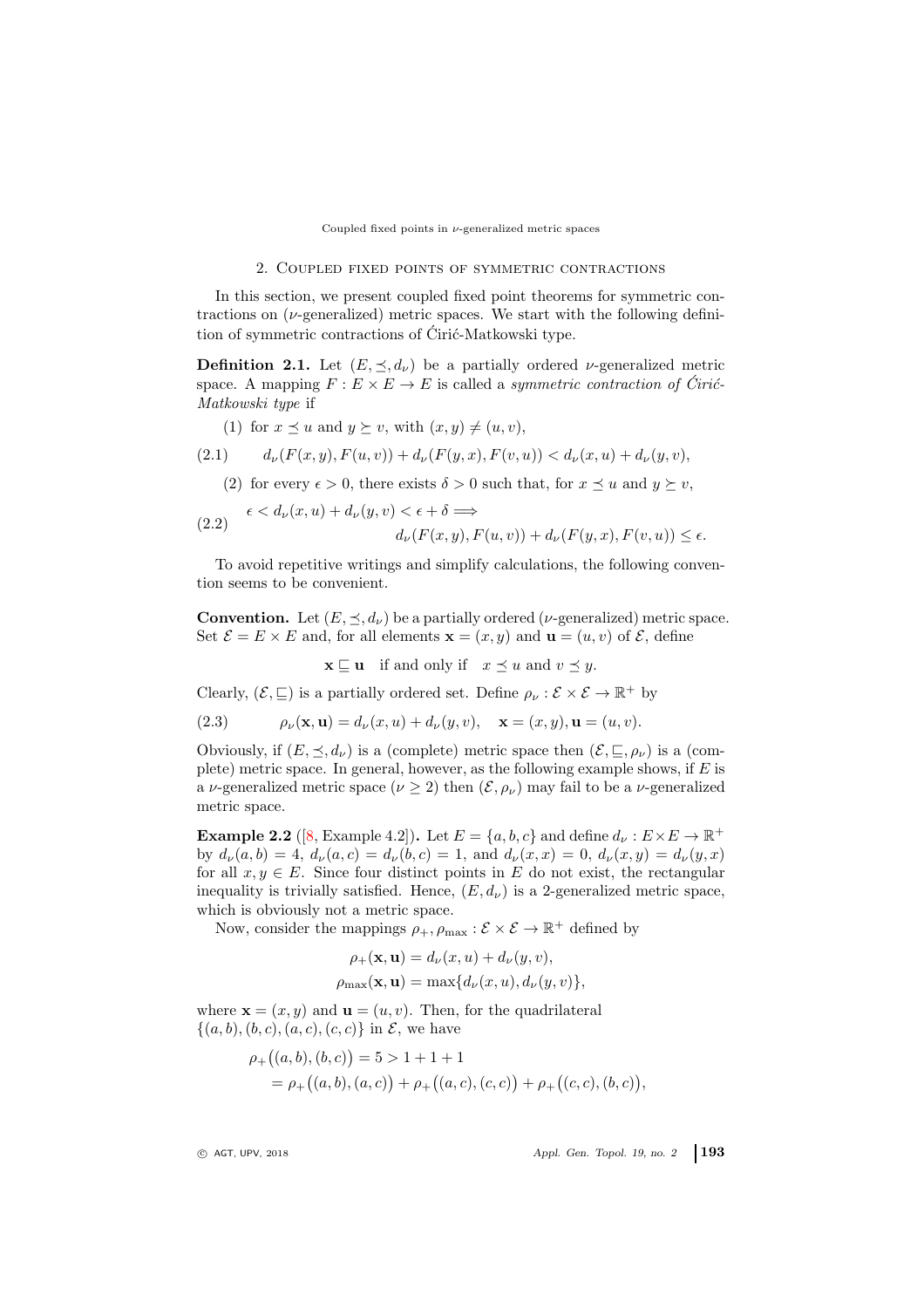## 2. Coupled fixed points of symmetric contractions

In this section, we present coupled fixed point theorems for symmetric contractions on ($\nu$-generalized) metric spaces. We start with the following definition of symmetric contractions of Ćirić-Matkowski type.

**Definition 2.1.** Let $(E, \preceq, d_\nu)$ be a partially ordered $\nu$-generalized metric space. A mapping $F : E \times E \to E$ is called a *symmetric contraction of Ćirić-Matkowski type* if

(1) for $x \preceq u$ and $y \succeq v$, with $(x, y) \neq (u, v)$,

$$d_\nu(F(x, y), F(u, v)) + d_\nu(F(y, x), F(v, u)) < d_\nu(x, u) + d_\nu(y, v), \tag{2.1}$$

(2) for every $\epsilon > 0$, there exists $\delta > 0$ such that, for $x \preceq u$ and $y \succeq v$,

$$\begin{aligned} &\epsilon < d_\nu(x, u) + d_\nu(y, v) < \epsilon + \delta \Longrightarrow \\ &\qquad d_\nu(F(x, y), F(u, v)) + d_\nu(F(y, x), F(v, u)) \leq \epsilon. \end{aligned} \tag{2.2}$$

To avoid repetitive writings and simplify calculations, the following convention seems to be convenient.

**Convention.** Let $(E, \preceq, d_\nu)$ be a partially ordered ($\nu$-generalized) metric space. Set $\mathcal{E} = E \times E$ and, for all elements $\mathbf{x} = (x, y)$ and $\mathbf{u} = (u, v)$ of $\mathcal{E}$, define

$$\mathbf{x} \sqsubseteq \mathbf{u} \quad \text{if and only if} \quad x \preceq u \text{ and } v \preceq y.$$

Clearly, $(\mathcal{E}, \sqsubseteq)$ is a partially ordered set. Define $\rho_\nu : \mathcal{E} \times \mathcal{E} \to \mathbb{R}^+$ by

$$\rho_\nu(\mathbf{x}, \mathbf{u}) = d_\nu(x, u) + d_\nu(y, v), \quad \mathbf{x} = (x, y), \mathbf{u} = (u, v). \tag{2.3}$$

Obviously, if $(E, \preceq, d_\nu)$ is a (complete) metric space then $(\mathcal{E}, \sqsubseteq, \rho_\nu)$ is a (complete) metric space. In general, however, as the following example shows, if $E$ is a $\nu$-generalized metric space ($\nu \geq 2$) then $(\mathcal{E}, \rho_\nu)$ may fail to be a $\nu$-generalized metric space.

**Example 2.2** ([8, Example 4.2])**.** Let $E = \{a, b, c\}$ and define $d_\nu : E \times E \to \mathbb{R}^+$ by $d_\nu(a, b) = 4$, $d_\nu(a, c) = d_\nu(b, c) = 1$, and $d_\nu(x, x) = 0$, $d_\nu(x, y) = d_\nu(y, x)$ for all $x, y \in E$. Since four distinct points in $E$ do not exist, the rectangular inequality is trivially satisfied. Hence, $(E, d_\nu)$ is a 2-generalized metric space, which is obviously not a metric space.

Now, consider the mappings $\rho_+, \rho_{\max} : \mathcal{E} \times \mathcal{E} \to \mathbb{R}^+$ defined by

$$\begin{aligned} \rho_+(\mathbf{x}, \mathbf{u}) &= d_\nu(x, u) + d_\nu(y, v), \\ \rho_{\max}(\mathbf{x}, \mathbf{u}) &= \max\{d_\nu(x, u), d_\nu(y, v)\}, \end{aligned}$$

where $\mathbf{x} = (x, y)$ and $\mathbf{u} = (u, v)$. Then, for the quadrilateral $\{(a, b), (b, c), (a, c), (c, c)\}$ in $\mathcal{E}$, we have

$$\begin{aligned} \rho_+\big((a, b), (b, c)\big) &= 5 > 1 + 1 + 1 \\ &= \rho_+\big((a, b), (a, c)\big) + \rho_+\big((a, c), (c, c)\big) + \rho_+\big((c, c), (b, c)\big), \end{aligned}$$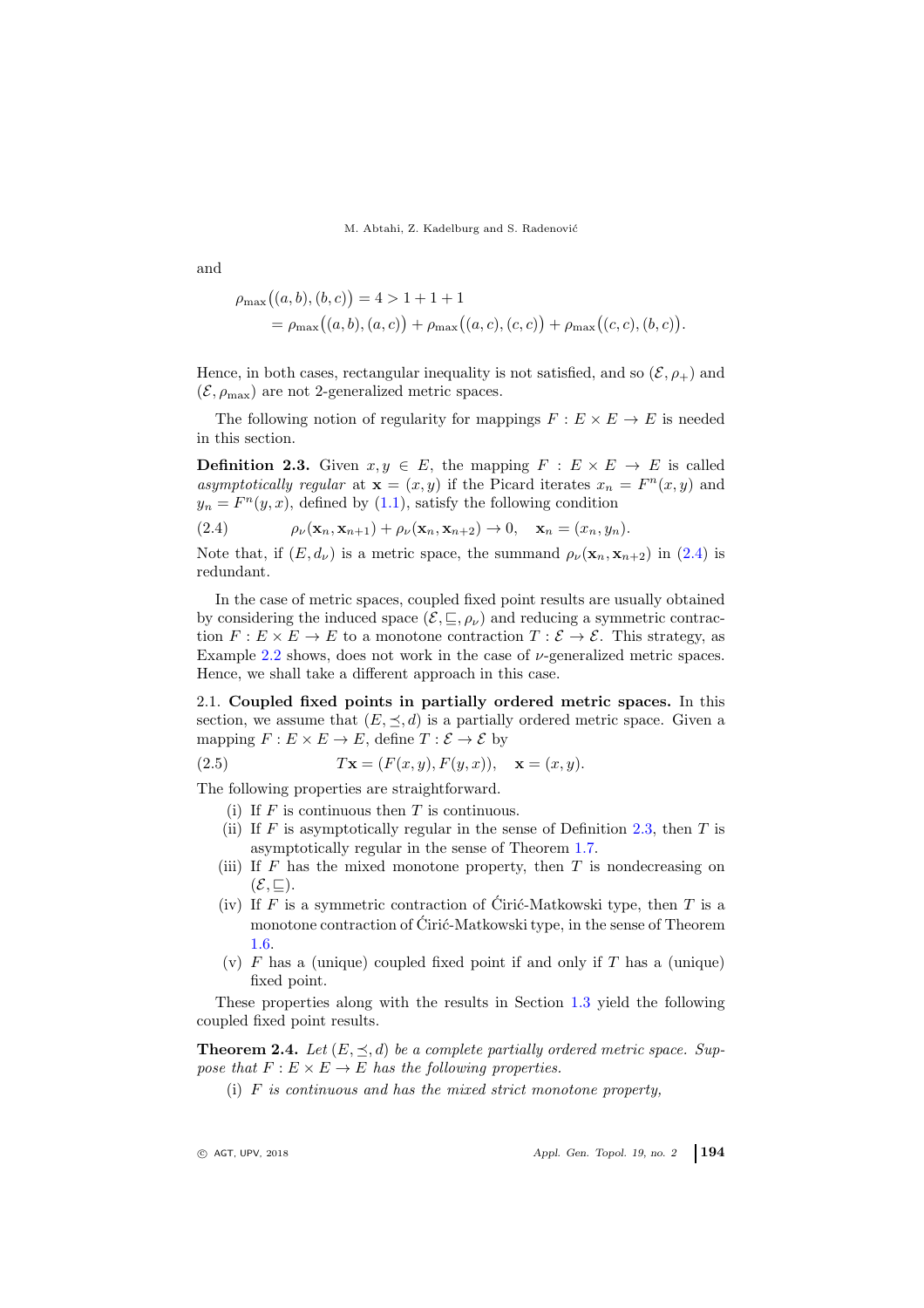and

$$\begin{aligned}\rho_{\max}\big((a,b),(b,c)\big) &= 4 > 1+1+1 \\ &= \rho_{\max}\big((a,b),(a,c)\big) + \rho_{\max}\big((a,c),(c,c)\big) + \rho_{\max}\big((c,c),(b,c)\big).\end{aligned}$$

Hence, in both cases, rectangular inequality is not satisfied, and so $(\mathcal{E}, \rho_+)$ and $(\mathcal{E}, \rho_{\max})$ are not 2-generalized metric spaces.

The following notion of regularity for mappings $F : E \times E \to E$ is needed in this section.

**Definition 2.3.** Given $x, y \in E$, the mapping $F : E \times E \to E$ is called *asymptotically regular* at $\mathbf{x} = (x, y)$ if the Picard iterates $x_n = F^n(x, y)$ and $y_n = F^n(y, x)$, defined by (1.1), satisfy the following condition

$$\rho_\nu(\mathbf{x}_n, \mathbf{x}_{n+1}) + \rho_\nu(\mathbf{x}_n, \mathbf{x}_{n+2}) \to 0, \quad \mathbf{x}_n = (x_n, y_n). \tag{2.4}$$

Note that, if $(E, d_\nu)$ is a metric space, the summand $\rho_\nu(\mathbf{x}_n, \mathbf{x}_{n+2})$ in (2.4) is redundant.

In the case of metric spaces, coupled fixed point results are usually obtained by considering the induced space $(\mathcal{E}, \sqsubseteq, \rho_\nu)$ and reducing a symmetric contraction $F : E \times E \to E$ to a monotone contraction $T : \mathcal{E} \to \mathcal{E}$. This strategy, as Example 2.2 shows, does not work in the case of $\nu$-generalized metric spaces. Hence, we shall take a different approach in this case.

2.1. **Coupled fixed points in partially ordered metric spaces.** In this section, we assume that $(E, \preceq, d)$ is a partially ordered metric space. Given a mapping $F : E \times E \to E$, define $T : \mathcal{E} \to \mathcal{E}$ by

$$T\mathbf{x} = (F(x, y), F(y, x)), \quad \mathbf{x} = (x, y). \tag{2.5}$$

The following properties are straightforward.

- (i) If $F$ is continuous then $T$ is continuous.
- (ii) If $F$ is asymptotically regular in the sense of Definition 2.3, then $T$ is asymptotically regular in the sense of Theorem 1.7.
- (iii) If $F$ has the mixed monotone property, then $T$ is nondecreasing on $(\mathcal{E}, \sqsubseteq)$.
- (iv) If $F$ is a symmetric contraction of Ćirić-Matkowski type, then $T$ is a monotone contraction of Ćirić-Matkowski type, in the sense of Theorem 1.6.
- (v) $F$ has a (unique) coupled fixed point if and only if $T$ has a (unique) fixed point.

These properties along with the results in Section 1.3 yield the following coupled fixed point results.

**Theorem 2.4.** *Let $(E, \preceq, d)$ be a complete partially ordered metric space. Suppose that $F : E \times E \to E$ has the following properties.*

- (i) *$F$ is continuous and has the mixed strict monotone property,*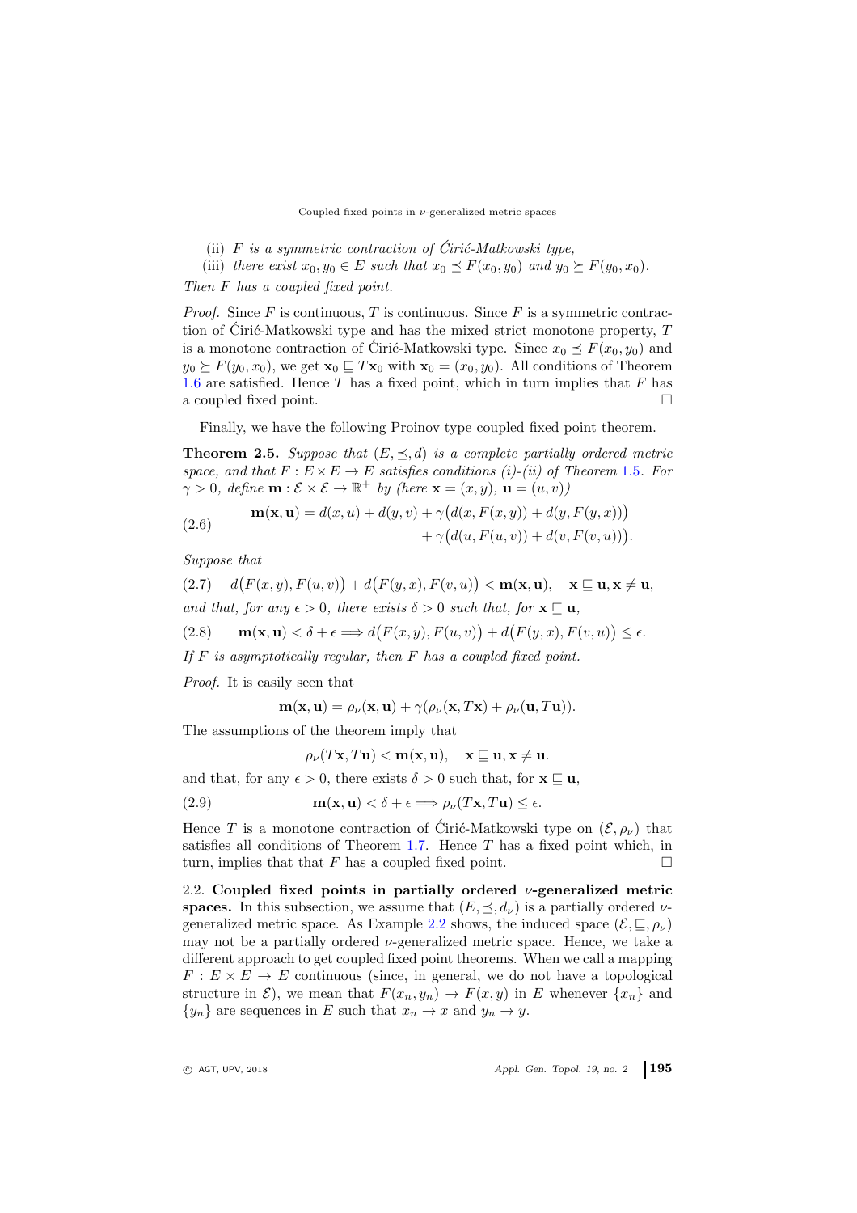(ii) *$F$ is a symmetric contraction of Ćirić-Matkowski type,*

(iii) *there exist $x_0, y_0 \in E$ such that $x_0 \preceq F(x_0, y_0)$ and $y_0 \succeq F(y_0, x_0)$.*

*Then $F$ has a coupled fixed point.*

*Proof.* Since $F$ is continuous, $T$ is continuous. Since $F$ is a symmetric contraction of Ćirić-Matkowski type and has the mixed strict monotone property, $T$ is a monotone contraction of Ćirić-Matkowski type. Since $x_0 \preceq F(x_0, y_0)$ and $y_0 \succeq F(y_0, x_0)$, we get $\mathbf{x}_0 \sqsubseteq T\mathbf{x}_0$ with $\mathbf{x}_0 = (x_0, y_0)$. All conditions of Theorem 1.6 are satisfied. Hence $T$ has a fixed point, which in turn implies that $F$ has a coupled fixed point. □

Finally, we have the following Proinov type coupled fixed point theorem.

**Theorem 2.5.** *Suppose that $(E, \preceq, d)$ is a complete partially ordered metric space, and that $F : E \times E \to E$ satisfies conditions (i)-(ii) of Theorem 1.5. For $\gamma > 0$, define $\mathbf{m} : \mathcal{E} \times \mathcal{E} \to \mathbb{R}^+$ by (here $\mathbf{x} = (x, y)$, $\mathbf{u} = (u, v)$)*

$$\mathbf{m}(\mathbf{x}, \mathbf{u}) = d(x, u) + d(y, v) + \gamma\big(d(x, F(x, y)) + d(y, F(y, x))\big) + \gamma\big(d(u, F(u, v)) + d(v, F(v, u))\big). \tag{2.6}$$

*Suppose that*

$$d\big(F(x, y), F(u, v)\big) + d\big(F(y, x), F(v, u)\big) < \mathbf{m}(\mathbf{x}, \mathbf{u}), \quad \mathbf{x} \sqsubseteq \mathbf{u}, \mathbf{x} \neq \mathbf{u}, \tag{2.7}$$

*and that, for any $\epsilon > 0$, there exists $\delta > 0$ such that, for $\mathbf{x} \sqsubseteq \mathbf{u}$,*

$$\mathbf{m}(\mathbf{x}, \mathbf{u}) < \delta + \epsilon \Longrightarrow d\big(F(x, y), F(u, v)\big) + d\big(F(y, x), F(v, u)\big) \leq \epsilon. \tag{2.8}$$

*If $F$ is asymptotically regular, then $F$ has a coupled fixed point.*

*Proof.* It is easily seen that

$$\mathbf{m}(\mathbf{x}, \mathbf{u}) = \rho_\nu(\mathbf{x}, \mathbf{u}) + \gamma(\rho_\nu(\mathbf{x}, T\mathbf{x}) + \rho_\nu(\mathbf{u}, T\mathbf{u})).$$

The assumptions of the theorem imply that

$$\rho_\nu(T\mathbf{x}, T\mathbf{u}) < \mathbf{m}(\mathbf{x}, \mathbf{u}), \quad \mathbf{x} \sqsubseteq \mathbf{u}, \mathbf{x} \neq \mathbf{u}.$$

and that, for any $\epsilon > 0$, there exists $\delta > 0$ such that, for $\mathbf{x} \sqsubseteq \mathbf{u}$,

$$\mathbf{m}(\mathbf{x}, \mathbf{u}) < \delta + \epsilon \Longrightarrow \rho_\nu(T\mathbf{x}, T\mathbf{u}) \leq \epsilon. \tag{2.9}$$

Hence $T$ is a monotone contraction of Ćirić-Matkowski type on $(\mathcal{E}, \rho_\nu)$ that satisfies all conditions of Theorem 1.7. Hence $T$ has a fixed point which, in turn, implies that that $F$ has a coupled fixed point. □

2.2. **Coupled fixed points in partially ordered $\nu$-generalized metric spaces.** In this subsection, we assume that $(E, \preceq, d_\nu)$ is a partially ordered $\nu$-generalized metric space. As Example 2.2 shows, the induced space $(\mathcal{E}, \sqsubseteq, \rho_\nu)$ may not be a partially ordered $\nu$-generalized metric space. Hence, we take a different approach to get coupled fixed point theorems. When we call a mapping $F : E \times E \to E$ continuous (since, in general, we do not have a topological structure in $\mathcal{E}$), we mean that $F(x_n, y_n) \to F(x, y)$ in $E$ whenever $\{x_n\}$ and $\{y_n\}$ are sequences in $E$ such that $x_n \to x$ and $y_n \to y$.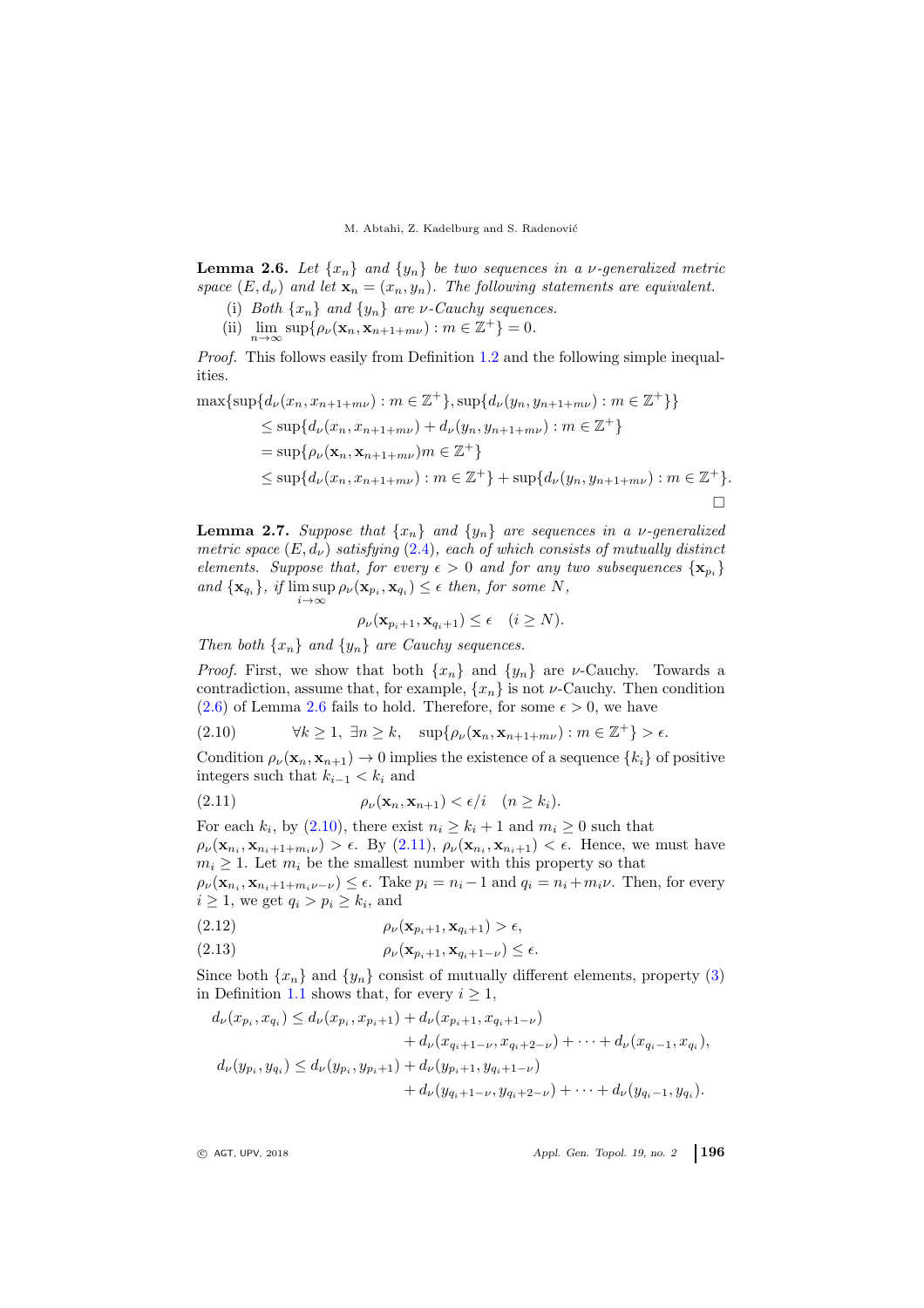**Lemma 2.6.** *Let $\{x_n\}$ and $\{y_n\}$ be two sequences in a $\nu$-generalized metric space $(E, d_\nu)$ and let $\mathbf{x}_n = (x_n, y_n)$. The following statements are equivalent.*

(i) *Both $\{x_n\}$ and $\{y_n\}$ are $\nu$-Cauchy sequences.*

(ii) $\lim_{n\to\infty} \sup\{\rho_\nu(\mathbf{x}_n, \mathbf{x}_{n+1+m\nu}) : m \in \mathbb{Z}^+\} = 0.$

*Proof.* This follows easily from Definition 1.2 and the following simple inequalities.

$$
\begin{aligned}
\max\{\sup\{d_\nu(x_n, x_{n+1+m\nu}) &: m \in \mathbb{Z}^+\}, \sup\{d_\nu(y_n, y_{n+1+m\nu}) : m \in \mathbb{Z}^+\}\} \\
&\le \sup\{d_\nu(x_n, x_{n+1+m\nu}) + d_\nu(y_n, y_{n+1+m\nu}) : m \in \mathbb{Z}^+\} \\
&= \sup\{\rho_\nu(\mathbf{x}_n, \mathbf{x}_{n+1+m\nu}) m \in \mathbb{Z}^+\} \\
&\le \sup\{d_\nu(x_n, x_{n+1+m\nu}) : m \in \mathbb{Z}^+\} + \sup\{d_\nu(y_n, y_{n+1+m\nu}) : m \in \mathbb{Z}^+\}.
\end{aligned}
$$

□

**Lemma 2.7.** *Suppose that $\{x_n\}$ and $\{y_n\}$ are sequences in a $\nu$-generalized metric space $(E, d_\nu)$ satisfying (2.4), each of which consists of mutually distinct elements. Suppose that, for every $\epsilon > 0$ and for any two subsequences $\{\mathbf{x}_{p_i}\}$ and $\{\mathbf{x}_{q_i}\}$, if $\limsup_{i\to\infty} \rho_\nu(\mathbf{x}_{p_i}, \mathbf{x}_{q_i}) \le \epsilon$ then, for some $N$,*

$$\rho_\nu(\mathbf{x}_{p_i+1}, \mathbf{x}_{q_i+1}) \le \epsilon \quad (i \ge N).$$

*Then both $\{x_n\}$ and $\{y_n\}$ are Cauchy sequences.*

*Proof.* First, we show that both $\{x_n\}$ and $\{y_n\}$ are $\nu$-Cauchy. Towards a contradiction, assume that, for example, $\{x_n\}$ is not $\nu$-Cauchy. Then condition (2.6) of Lemma 2.6 fails to hold. Therefore, for some $\epsilon > 0$, we have

$$\forall k \ge 1,\ \exists n \ge k, \quad \sup\{\rho_\nu(\mathbf{x}_n, \mathbf{x}_{n+1+m\nu}) : m \in \mathbb{Z}^+\} > \epsilon. \tag{2.10}$$

Condition $\rho_\nu(\mathbf{x}_n, \mathbf{x}_{n+1}) \to 0$ implies the existence of a sequence $\{k_i\}$ of positive integers such that $k_{i-1} < k_i$ and

$$\rho_\nu(\mathbf{x}_n, \mathbf{x}_{n+1}) < \epsilon/i \quad (n \ge k_i). \tag{2.11}$$

For each $k_i$, by (2.10), there exist $n_i \ge k_i + 1$ and $m_i \ge 0$ such that $\rho_\nu(\mathbf{x}_{n_i}, \mathbf{x}_{n_i+1+m_i\nu}) > \epsilon$. By (2.11), $\rho_\nu(\mathbf{x}_{n_i}, \mathbf{x}_{n_i+1}) < \epsilon$. Hence, we must have $m_i \ge 1$. Let $m_i$ be the smallest number with this property so that $\rho_\nu(\mathbf{x}_{n_i}, \mathbf{x}_{n_i+1+m_i\nu-\nu}) \le \epsilon$. Take $p_i = n_i - 1$ and $q_i = n_i + m_i\nu$. Then, for every $i \ge 1$, we get $q_i > p_i \ge k_i$, and

$$\rho_\nu(\mathbf{x}_{p_i+1}, \mathbf{x}_{q_i+1}) > \epsilon, \tag{2.12}$$

$$\rho_\nu(\mathbf{x}_{p_i+1}, \mathbf{x}_{q_i+1-\nu}) \le \epsilon. \tag{2.13}$$

Since both $\{x_n\}$ and $\{y_n\}$ consist of mutually different elements, property (3) in Definition 1.1 shows that, for every $i \ge 1$,

$$
\begin{aligned}
d_\nu(x_{p_i}, x_{q_i}) \le d_\nu(x_{p_i}, x_{p_i+1}) &+ d_\nu(x_{p_i+1}, x_{q_i+1-\nu}) \\
&+ d_\nu(x_{q_i+1-\nu}, x_{q_i+2-\nu}) + \cdots + d_\nu(x_{q_i-1}, x_{q_i}), \\
d_\nu(y_{p_i}, y_{q_i}) \le d_\nu(y_{p_i}, y_{p_i+1}) &+ d_\nu(y_{p_i+1}, y_{q_i+1-\nu}) \\
&+ d_\nu(y_{q_i+1-\nu}, y_{q_i+2-\nu}) + \cdots + d_\nu(y_{q_i-1}, y_{q_i}).
\end{aligned}
$$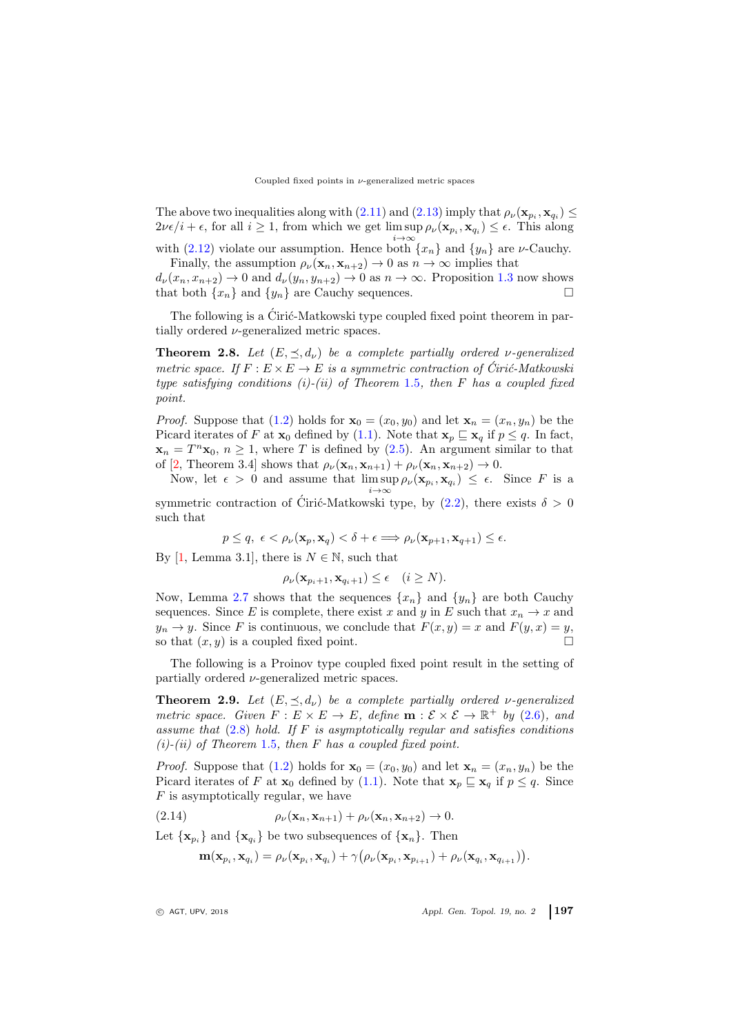The above two inequalities along with (2.11) and (2.13) imply that $\rho_\nu(\mathbf{x}_{p_i}, \mathbf{x}_{q_i}) \leq 2\nu\epsilon/i + \epsilon$, for all $i \geq 1$, from which we get $\limsup_{i\to\infty} \rho_\nu(\mathbf{x}_{p_i}, \mathbf{x}_{q_i}) \leq \epsilon$. This along with (2.12) violate our assumption. Hence both $\{x_n\}$ and $\{y_n\}$ are $\nu$-Cauchy.

Finally, the assumption $\rho_\nu(\mathbf{x}_n, \mathbf{x}_{n+2}) \to 0$ as $n \to \infty$ implies that $d_\nu(x_n, x_{n+2}) \to 0$ and $d_\nu(y_n, y_{n+2}) \to 0$ as $n \to \infty$. Proposition 1.3 now shows that both $\{x_n\}$ and $\{y_n\}$ are Cauchy sequences. □

The following is a Ćirić-Matkowski type coupled fixed point theorem in partially ordered $\nu$-generalized metric spaces.

**Theorem 2.8.** *Let $(E, \preceq, d_\nu)$ be a complete partially ordered $\nu$-generalized metric space. If $F : E \times E \to E$ is a symmetric contraction of Ćirić-Matkowski type satisfying conditions (i)-(ii) of Theorem 1.5, then $F$ has a coupled fixed point.*

*Proof.* Suppose that (1.2) holds for $\mathbf{x}_0 = (x_0, y_0)$ and let $\mathbf{x}_n = (x_n, y_n)$ be the Picard iterates of $F$ at $\mathbf{x}_0$ defined by (1.1). Note that $\mathbf{x}_p \sqsubseteq \mathbf{x}_q$ if $p \leq q$. In fact, $\mathbf{x}_n = T^n\mathbf{x}_0$, $n \geq 1$, where $T$ is defined by (2.5). An argument similar to that of [2, Theorem 3.4] shows that $\rho_\nu(\mathbf{x}_n, \mathbf{x}_{n+1}) + \rho_\nu(\mathbf{x}_n, \mathbf{x}_{n+2}) \to 0$.

Now, let $\epsilon > 0$ and assume that $\limsup_{i\to\infty} \rho_\nu(\mathbf{x}_{p_i}, \mathbf{x}_{q_i}) \leq \epsilon$. Since $F$ is a symmetric contraction of Ćirić-Matkowski type, by (2.2), there exists $\delta > 0$ such that

$$p \leq q,\ \epsilon < \rho_\nu(\mathbf{x}_p, \mathbf{x}_q) < \delta + \epsilon \Longrightarrow \rho_\nu(\mathbf{x}_{p+1}, \mathbf{x}_{q+1}) \leq \epsilon.$$

By [1, Lemma 3.1], there is $N \in \mathbb{N}$, such that

$$\rho_\nu(\mathbf{x}_{p_i+1}, \mathbf{x}_{q_i+1}) \leq \epsilon \quad (i \geq N).$$

Now, Lemma 2.7 shows that the sequences $\{x_n\}$ and $\{y_n\}$ are both Cauchy sequences. Since $E$ is complete, there exist $x$ and $y$ in $E$ such that $x_n \to x$ and $y_n \to y$. Since $F$ is continuous, we conclude that $F(x, y) = x$ and $F(y, x) = y$, so that $(x, y)$ is a coupled fixed point. □

The following is a Proinov type coupled fixed point result in the setting of partially ordered $\nu$-generalized metric spaces.

**Theorem 2.9.** *Let $(E, \preceq, d_\nu)$ be a complete partially ordered $\nu$-generalized metric space. Given $F : E \times E \to E$, define $\mathbf{m} : \mathcal{E} \times \mathcal{E} \to \mathbb{R}^+$ by (2.6), and assume that (2.8) hold. If $F$ is asymptotically regular and satisfies conditions (i)-(ii) of Theorem 1.5, then $F$ has a coupled fixed point.*

*Proof.* Suppose that (1.2) holds for $\mathbf{x}_0 = (x_0, y_0)$ and let $\mathbf{x}_n = (x_n, y_n)$ be the Picard iterates of $F$ at $\mathbf{x}_0$ defined by (1.1). Note that $\mathbf{x}_p \sqsubseteq \mathbf{x}_q$ if $p \leq q$. Since $F$ is asymptotically regular, we have

$$\rho_\nu(\mathbf{x}_n, \mathbf{x}_{n+1}) + \rho_\nu(\mathbf{x}_n, \mathbf{x}_{n+2}) \to 0. \tag{2.14}$$

Let $\{\mathbf{x}_{p_i}\}$ and $\{\mathbf{x}_{q_i}\}$ be two subsequences of $\{\mathbf{x}_n\}$. Then

$$\mathbf{m}(\mathbf{x}_{p_i}, \mathbf{x}_{q_i}) = \rho_\nu(\mathbf{x}_{p_i}, \mathbf{x}_{q_i}) + \gamma\big(\rho_\nu(\mathbf{x}_{p_i}, \mathbf{x}_{p_{i+1}}) + \rho_\nu(\mathbf{x}_{q_i}, \mathbf{x}_{q_{i+1}})\big).$$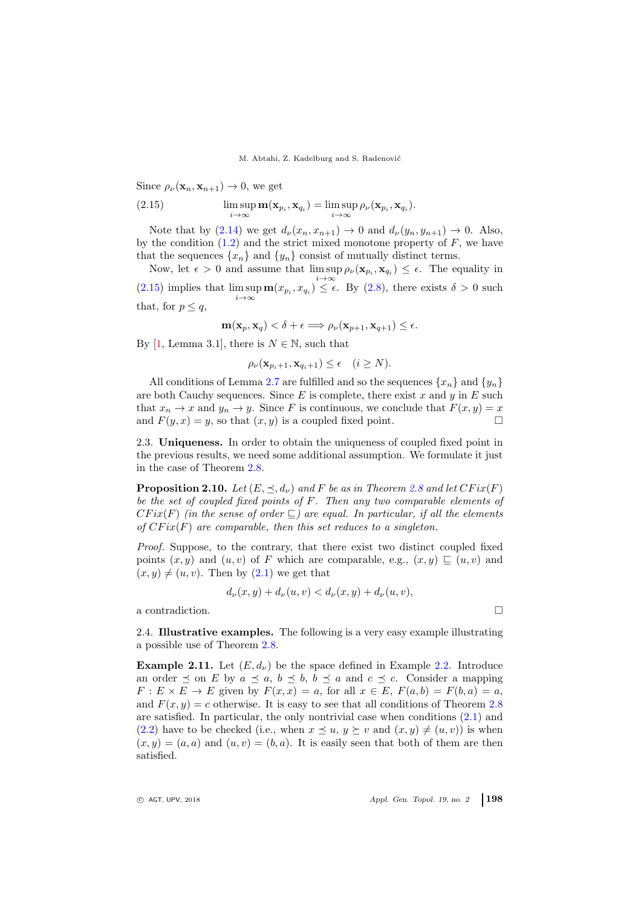Since $\rho_\nu(\mathbf{x}_n, \mathbf{x}_{n+1}) \to 0$, we get

$$\limsup_{i\to\infty} \mathbf{m}(\mathbf{x}_{p_i}, \mathbf{x}_{q_i}) = \limsup_{i\to\infty} \rho_\nu(\mathbf{x}_{p_i}, \mathbf{x}_{q_i}). \tag{2.15}$$

Note that by (2.14) we get $d_\nu(x_n, x_{n+1}) \to 0$ and $d_\nu(y_n, y_{n+1}) \to 0$. Also, by the condition (1.2) and the strict mixed monotone property of $F$, we have that the sequences $\{x_n\}$ and $\{y_n\}$ consist of mutually distinct terms.

Now, let $\epsilon > 0$ and assume that $\limsup_{i\to\infty} \rho_\nu(\mathbf{x}_{p_i}, \mathbf{x}_{q_i}) \le \epsilon$. The equality in (2.15) implies that $\limsup_{i\to\infty} \mathbf{m}(x_{p_i}, x_{q_i}) \le \epsilon$. By (2.8), there exists $\delta > 0$ such that, for $p \le q$,

$$\mathbf{m}(\mathbf{x}_p, \mathbf{x}_q) < \delta + \epsilon \Longrightarrow \rho_\nu(\mathbf{x}_{p+1}, \mathbf{x}_{q+1}) \le \epsilon.$$

By [1, Lemma 3.1], there is $N \in \mathbb{N}$, such that

$$\rho_\nu(\mathbf{x}_{p_i+1}, \mathbf{x}_{q_i+1}) \le \epsilon \quad (i \ge N).$$

All conditions of Lemma 2.7 are fulfilled and so the sequences $\{x_n\}$ and $\{y_n\}$ are both Cauchy sequences. Since $E$ is complete, there exist $x$ and $y$ in $E$ such that $x_n \to x$ and $y_n \to y$. Since $F$ is continuous, we conclude that $F(x, y) = x$ and $F(y, x) = y$, so that $(x, y)$ is a coupled fixed point. □

2.3. **Uniqueness.** In order to obtain the uniqueness of coupled fixed point in the previous results, we need some additional assumption. We formulate it just in the case of Theorem 2.8.

**Proposition 2.10.** *Let $(E, \preceq, d_\nu)$ and $F$ be as in Theorem 2.8 and let $CFix(F)$ be the set of coupled fixed points of $F$. Then any two comparable elements of $CFix(F)$ (in the sense of order $\sqsubseteq$) are equal. In particular, if all the elements of $CFix(F)$ are comparable, then this set reduces to a singleton.*

*Proof.* Suppose, to the contrary, that there exist two distinct coupled fixed points $(x, y)$ and $(u, v)$ of $F$ which are comparable, e.g., $(x, y) \sqsubseteq (u, v)$ and $(x, y) \ne (u, v)$. Then by (2.1) we get that

$$d_\nu(x, y) + d_\nu(u, v) < d_\nu(x, y) + d_\nu(u, v),$$

a contradiction. □

2.4. **Illustrative examples.** The following is a very easy example illustrating a possible use of Theorem 2.8.

**Example 2.11.** Let $(E, d_\nu)$ be the space defined in Example 2.2. Introduce an order $\preceq$ on $E$ by $a \preceq a$, $b \preceq b$, $b \preceq a$ and $c \preceq c$. Consider a mapping $F : E \times E \to E$ given by $F(x, x) = a$, for all $x \in E$, $F(a, b) = F(b, a) = a$, and $F(x, y) = c$ otherwise. It is easy to see that all conditions of Theorem 2.8 are satisfied. In particular, the only nontrivial case when conditions (2.1) and (2.2) have to be checked (i.e., when $x \preceq u$, $y \succeq v$ and $(x, y) \ne (u, v)$) is when $(x, y) = (a, a)$ and $(u, v) = (b, a)$. It is easily seen that both of them are then satisfied.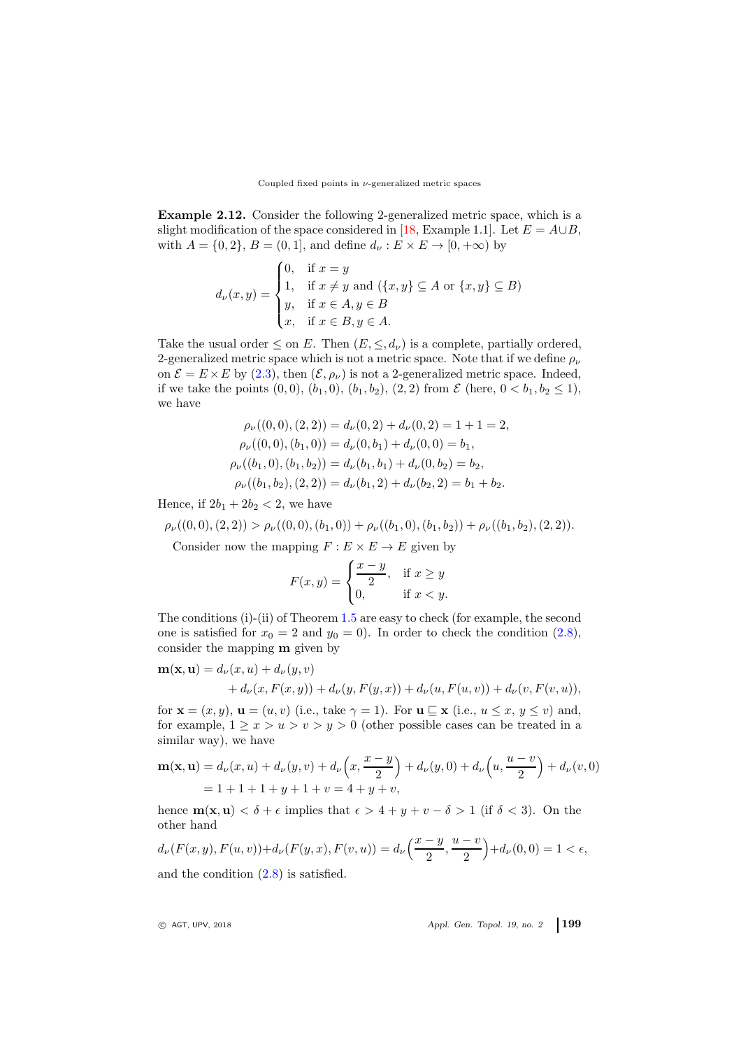**Example 2.12.** Consider the following 2-generalized metric space, which is a slight modification of the space considered in [18, Example 1.1]. Let $E = A \cup B$, with $A = \{0, 2\}$, $B = (0, 1]$, and define $d_\nu : E \times E \to [0, +\infty)$ by

$$d_\nu(x, y) = \begin{cases} 0, & \text{if } x = y \\ 1, & \text{if } x \neq y \text{ and } (\{x, y\} \subseteq A \text{ or } \{x, y\} \subseteq B) \\ y, & \text{if } x \in A, y \in B \\ x, & \text{if } x \in B, y \in A. \end{cases}$$

Take the usual order $\leq$ on $E$. Then $(E, \leq, d_\nu)$ is a complete, partially ordered, 2-generalized metric space which is not a metric space. Note that if we define $\rho_\nu$ on $\mathcal{E} = E \times E$ by (2.3), then $(\mathcal{E}, \rho_\nu)$ is not a 2-generalized metric space. Indeed, if we take the points $(0, 0)$, $(b_1, 0)$, $(b_1, b_2)$, $(2, 2)$ from $\mathcal{E}$ (here, $0 < b_1, b_2 \leq 1$), we have

$$\begin{aligned} \rho_\nu((0, 0), (2, 2)) &= d_\nu(0, 2) + d_\nu(0, 2) = 1 + 1 = 2, \\ \rho_\nu((0, 0), (b_1, 0)) &= d_\nu(0, b_1) + d_\nu(0, 0) = b_1, \\ \rho_\nu((b_1, 0), (b_1, b_2)) &= d_\nu(b_1, b_1) + d_\nu(0, b_2) = b_2, \\ \rho_\nu((b_1, b_2), (2, 2)) &= d_\nu(b_1, 2) + d_\nu(b_2, 2) = b_1 + b_2. \end{aligned}$$

Hence, if $2b_1 + 2b_2 < 2$, we have

$$\rho_\nu((0, 0), (2, 2)) > \rho_\nu((0, 0), (b_1, 0)) + \rho_\nu((b_1, 0), (b_1, b_2)) + \rho_\nu((b_1, b_2), (2, 2)).$$

Consider now the mapping $F : E \times E \to E$ given by

$$F(x, y) = \begin{cases} \dfrac{x - y}{2}, & \text{if } x \geq y \\ 0, & \text{if } x < y. \end{cases}$$

The conditions (i)-(ii) of Theorem 1.5 are easy to check (for example, the second one is satisfied for $x_0 = 2$ and $y_0 = 0$). In order to check the condition (2.8), consider the mapping $\mathbf{m}$ given by

$$\begin{aligned} \mathbf{m}(\mathbf{x}, \mathbf{u}) = d_\nu(x, u) &+ d_\nu(y, v) \\ &+ d_\nu(x, F(x, y)) + d_\nu(y, F(y, x)) + d_\nu(u, F(u, v)) + d_\nu(v, F(v, u)), \end{aligned}$$

for $\mathbf{x} = (x, y)$, $\mathbf{u} = (u, v)$ (i.e., take $\gamma = 1$). For $\mathbf{u} \sqsubseteq \mathbf{x}$ (i.e., $u \leq x$, $y \leq v$) and, for example, $1 \geq x > u > v > y > 0$ (other possible cases can be treated in a similar way), we have

$$\begin{aligned} \mathbf{m}(\mathbf{x}, \mathbf{u}) &= d_\nu(x, u) + d_\nu(y, v) + d_\nu\Big(x, \frac{x - y}{2}\Big) + d_\nu(y, 0) + d_\nu\Big(u, \frac{u - v}{2}\Big) + d_\nu(v, 0) \\ &= 1 + 1 + 1 + y + 1 + v = 4 + y + v, \end{aligned}$$

hence $\mathbf{m}(\mathbf{x}, \mathbf{u}) < \delta + \epsilon$ implies that $\epsilon > 4 + y + v - \delta > 1$ (if $\delta < 3$). On the other hand

$$d_\nu(F(x, y), F(u, v)) + d_\nu(F(y, x), F(v, u)) = d_\nu\Big(\frac{x - y}{2}, \frac{u - v}{2}\Big) + d_\nu(0, 0) = 1 < \epsilon,$$

and the condition (2.8) is satisfied.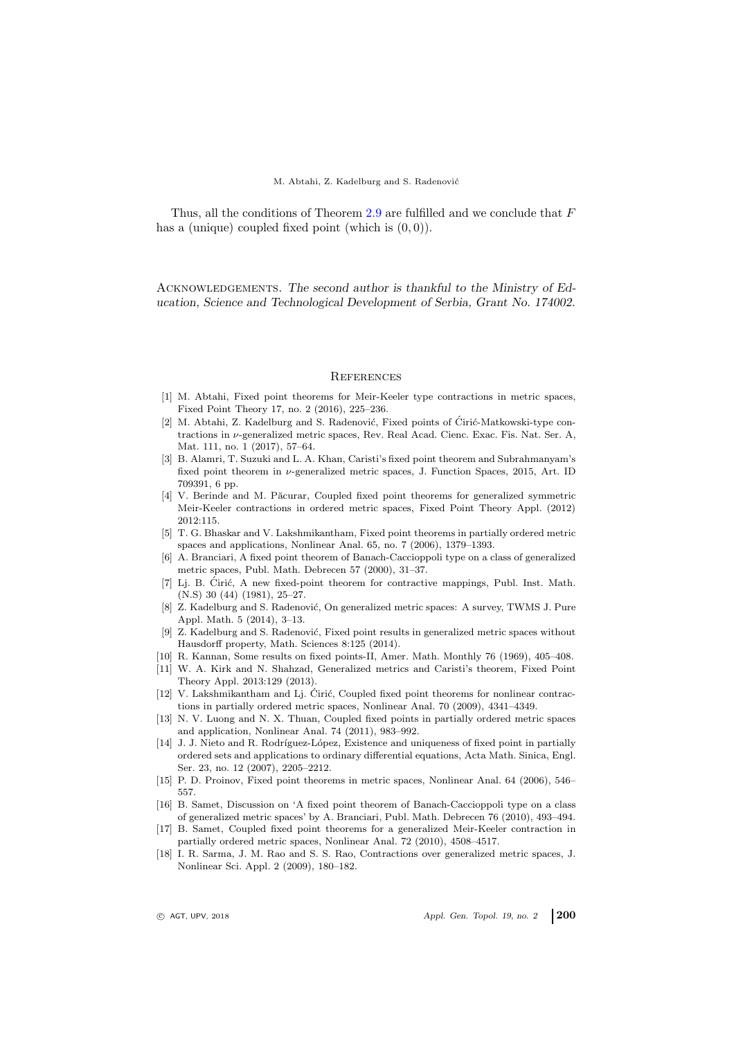Thus, all the conditions of Theorem 2.9 are fulfilled and we conclude that $F$ has a (unique) coupled fixed point (which is $(0, 0)$).

Acknowledgements. *The second author is thankful to the Ministry of Education, Science and Technological Development of Serbia, Grant No. 174002.*

## References

[1] M. Abtahi, Fixed point theorems for Meir-Keeler type contractions in metric spaces, Fixed Point Theory 17, no. 2 (2016), 225–236.

[2] M. Abtahi, Z. Kadelburg and S. Radenović, Fixed points of Ćirić-Matkowski-type contractions in $\nu$-generalized metric spaces, Rev. Real Acad. Cienc. Exac. Fis. Nat. Ser. A, Mat. 111, no. 1 (2017), 57–64.

[3] B. Alamri, T. Suzuki and L. A. Khan, Caristi's fixed point theorem and Subrahmanyam's fixed point theorem in $\nu$-generalized metric spaces, J. Function Spaces, 2015, Art. ID 709391, 6 pp.

[4] V. Berinde and M. Păcurar, Coupled fixed point theorems for generalized symmetric Meir-Keeler contractions in ordered metric spaces, Fixed Point Theory Appl. (2012) 2012:115.

[5] T. G. Bhaskar and V. Lakshmikantham, Fixed point theorems in partially ordered metric spaces and applications, Nonlinear Anal. 65, no. 7 (2006), 1379–1393.

[6] A. Branciari, A fixed point theorem of Banach-Caccioppoli type on a class of generalized metric spaces, Publ. Math. Debrecen 57 (2000), 31–37.

[7] Lj. B. Ćirić, A new fixed-point theorem for contractive mappings, Publ. Inst. Math. (N.S) 30 (44) (1981), 25–27.

[8] Z. Kadelburg and S. Radenović, On generalized metric spaces: A survey, TWMS J. Pure Appl. Math. 5 (2014), 3–13.

[9] Z. Kadelburg and S. Radenović, Fixed point results in generalized metric spaces without Hausdorff property, Math. Sciences 8:125 (2014).

[10] R. Kannan, Some results on fixed points-II, Amer. Math. Monthly 76 (1969), 405–408.

[11] W. A. Kirk and N. Shahzad, Generalized metrics and Caristi's theorem, Fixed Point Theory Appl. 2013:129 (2013).

[12] V. Lakshmikantham and Lj. Ćirić, Coupled fixed point theorems for nonlinear contractions in partially ordered metric spaces, Nonlinear Anal. 70 (2009), 4341–4349.

[13] N. V. Luong and N. X. Thuan, Coupled fixed points in partially ordered metric spaces and application, Nonlinear Anal. 74 (2011), 983–992.

[14] J. J. Nieto and R. Rodríguez-López, Existence and uniqueness of fixed point in partially ordered sets and applications to ordinary differential equations, Acta Math. Sinica, Engl. Ser. 23, no. 12 (2007), 2205–2212.

[15] P. D. Proinov, Fixed point theorems in metric spaces, Nonlinear Anal. 64 (2006), 546–557.

[16] B. Samet, Discussion on 'A fixed point theorem of Banach-Caccioppoli type on a class of generalized metric spaces' by A. Branciari, Publ. Math. Debrecen 76 (2010), 493–494.

[17] B. Samet, Coupled fixed point theorems for a generalized Meir-Keeler contraction in partially ordered metric spaces, Nonlinear Anal. 72 (2010), 4508–4517.

[18] I. R. Sarma, J. M. Rao and S. S. Rao, Contractions over generalized metric spaces, J. Nonlinear Sci. Appl. 2 (2009), 180–182.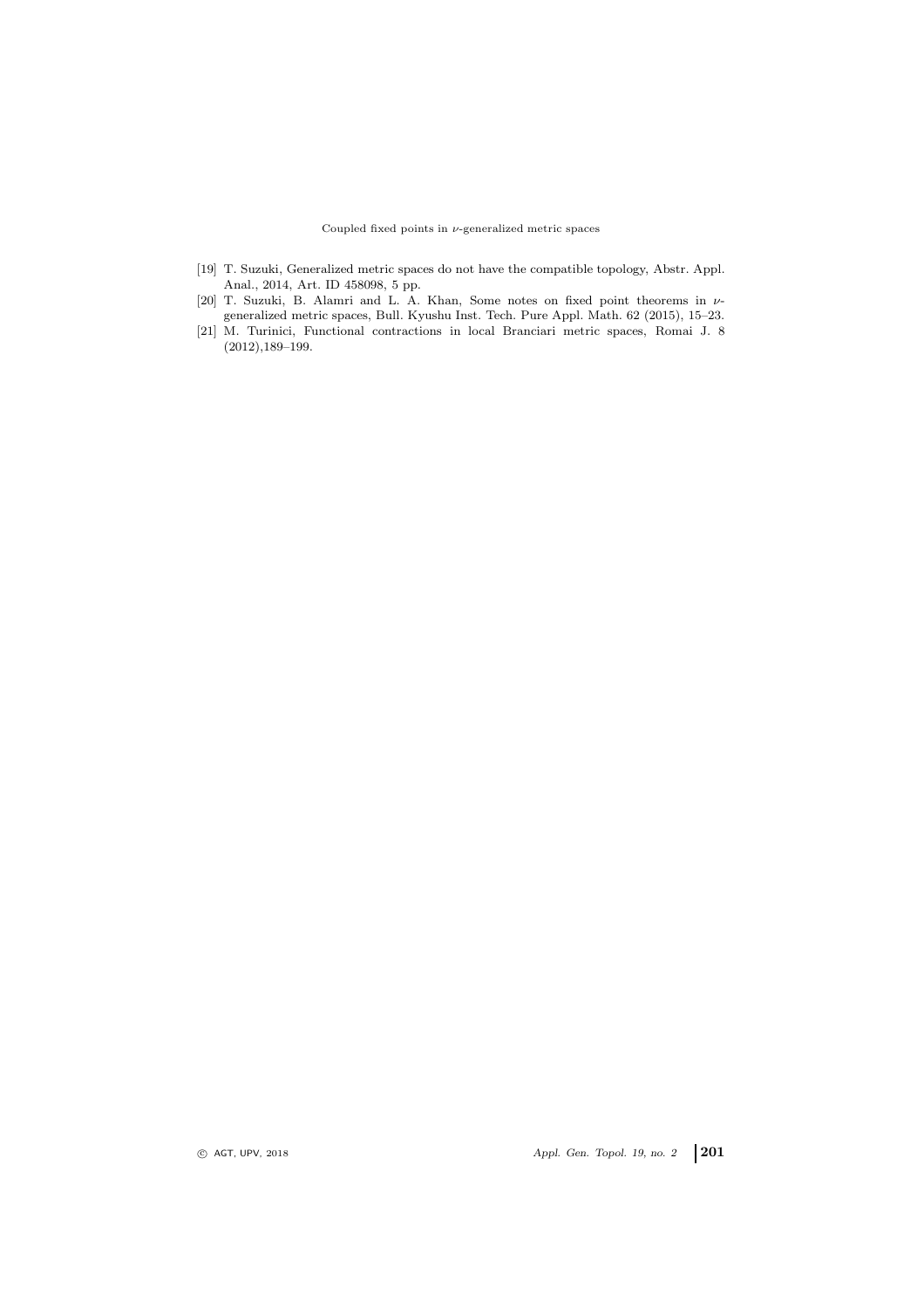[19] T. Suzuki, Generalized metric spaces do not have the compatible topology, Abstr. Appl. Anal., 2014, Art. ID 458098, 5 pp.

[20] T. Suzuki, B. Alamri and L. A. Khan, Some notes on fixed point theorems in $\nu$-generalized metric spaces, Bull. Kyushu Inst. Tech. Pure Appl. Math. 62 (2015), 15–23.

[21] M. Turinici, Functional contractions in local Branciari metric spaces, Romai J. 8 (2012),189–199.